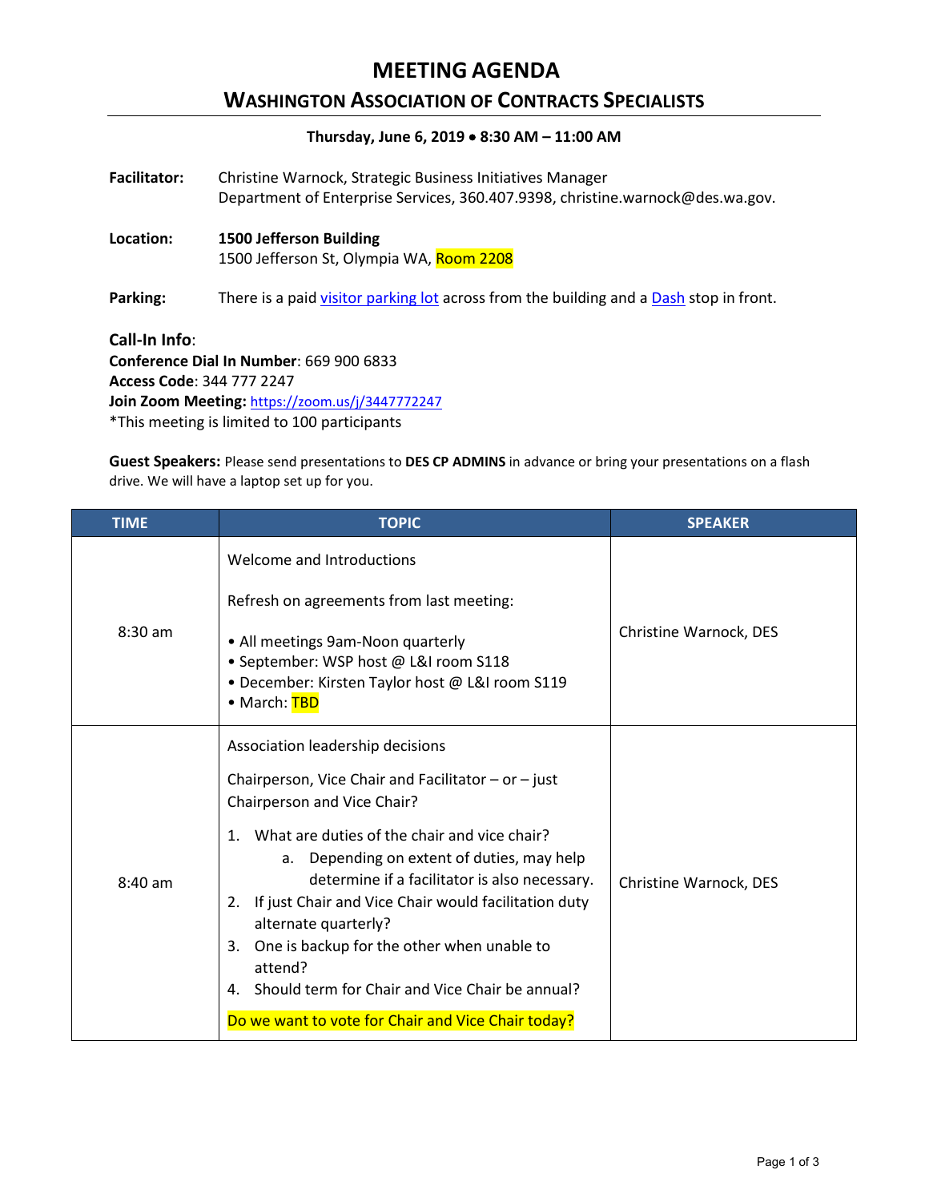# MEETING AGENDA

## WASHINGTON ASSOCIATION OF CONTRACTS SPECIALISTS

**Thursday, June 6, 2019 • 8:30 AM – 11:00 AM**

**Facilitator:** Christine Warnock, Strategic Business Initiatives Manager
Department of Enterprise Services, 360.407.9398, christine.warnock@des.wa.gov.

**Location:** **1500 Jefferson Building**
1500 Jefferson St, Olympia WA, Room 2208

**Parking:** There is a paid visitor parking lot across from the building and a Dash stop in front.

**Call-In Info**:
**Conference Dial In Number**: 669 900 6833
**Access Code**: 344 777 2247
**Join Zoom Meeting:** https://zoom.us/j/3447772247
*This meeting is limited to 100 participants

**Guest Speakers:** Please send presentations to **DES CP ADMINS** in advance or bring your presentations on a flash drive. We will have a laptop set up for you.

| TIME | TOPIC | SPEAKER |
|---|---|---|
| 8:30 am | Welcome and Introductions<br><br>Refresh on agreements from last meeting:<br><br>• All meetings 9am-Noon quarterly<br>• September: WSP host @ L&I room S118<br>• December: Kirsten Taylor host @ L&I room S119<br>• March: TBD | Christine Warnock, DES |
| 8:40 am | Association leadership decisions<br><br>Chairperson, Vice Chair and Facilitator – or – just Chairperson and Vice Chair?<br><br>1. What are duties of the chair and vice chair?<br>&nbsp;&nbsp;&nbsp;&nbsp;a. Depending on extent of duties, may help determine if a facilitator is also necessary.<br>2. If just Chair and Vice Chair would facilitation duty alternate quarterly?<br>3. One is backup for the other when unable to attend?<br>4. Should term for Chair and Vice Chair be annual?<br><br>Do we want to vote for Chair and Vice Chair today? | Christine Warnock, DES |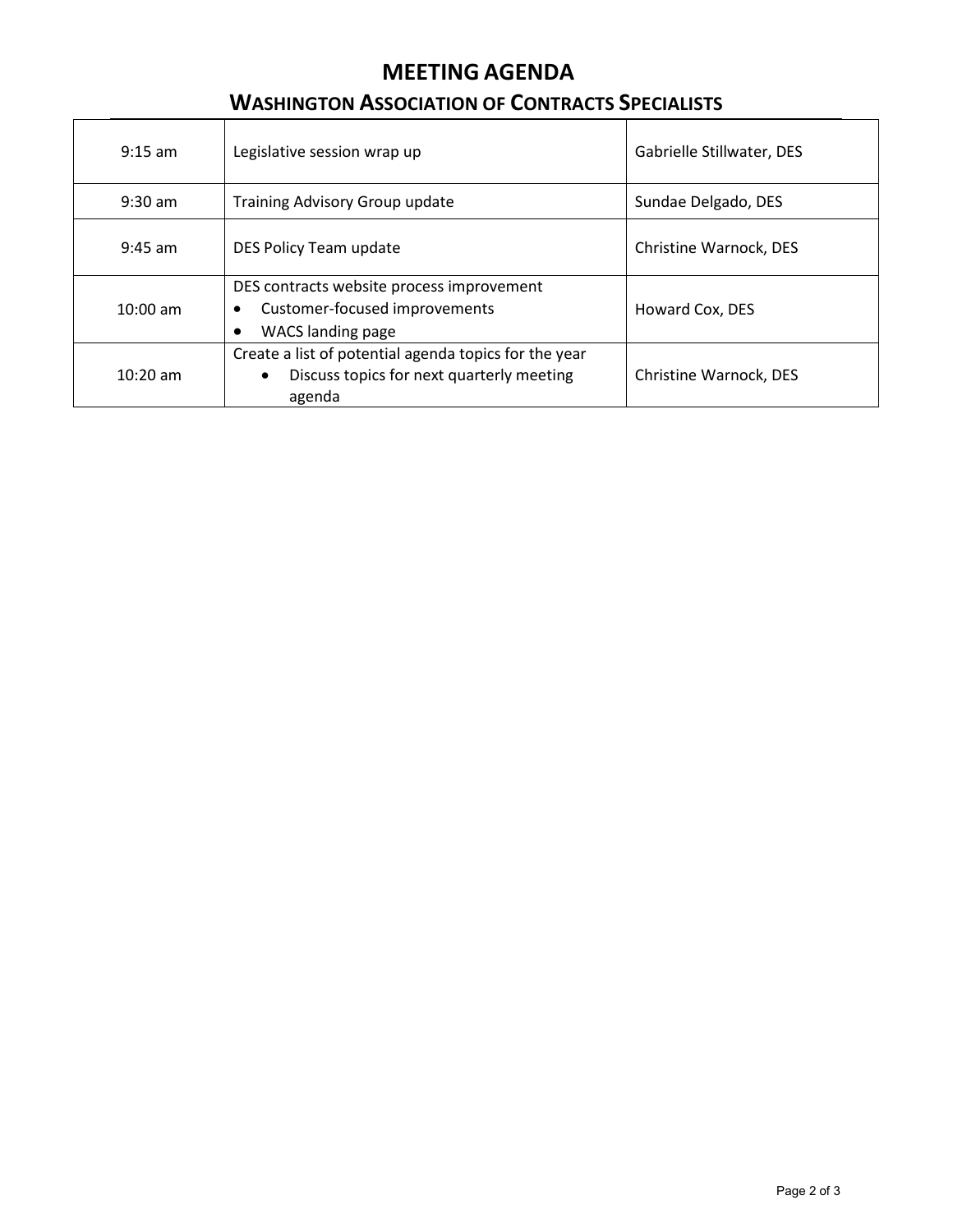# MEETING AGENDA

## WASHINGTON ASSOCIATION OF CONTRACTS SPECIALISTS

| | | |
|---|---|---|
| 9:15 am | Legislative session wrap up | Gabrielle Stillwater, DES |
| 9:30 am | Training Advisory Group update | Sundae Delgado, DES |
| 9:45 am | DES Policy Team update | Christine Warnock, DES |
| 10:00 am | DES contracts website process improvement<br>• Customer-focused improvements<br>• WACS landing page | Howard Cox, DES |
| 10:20 am | Create a list of potential agenda topics for the year<br>• Discuss topics for next quarterly meeting agenda | Christine Warnock, DES |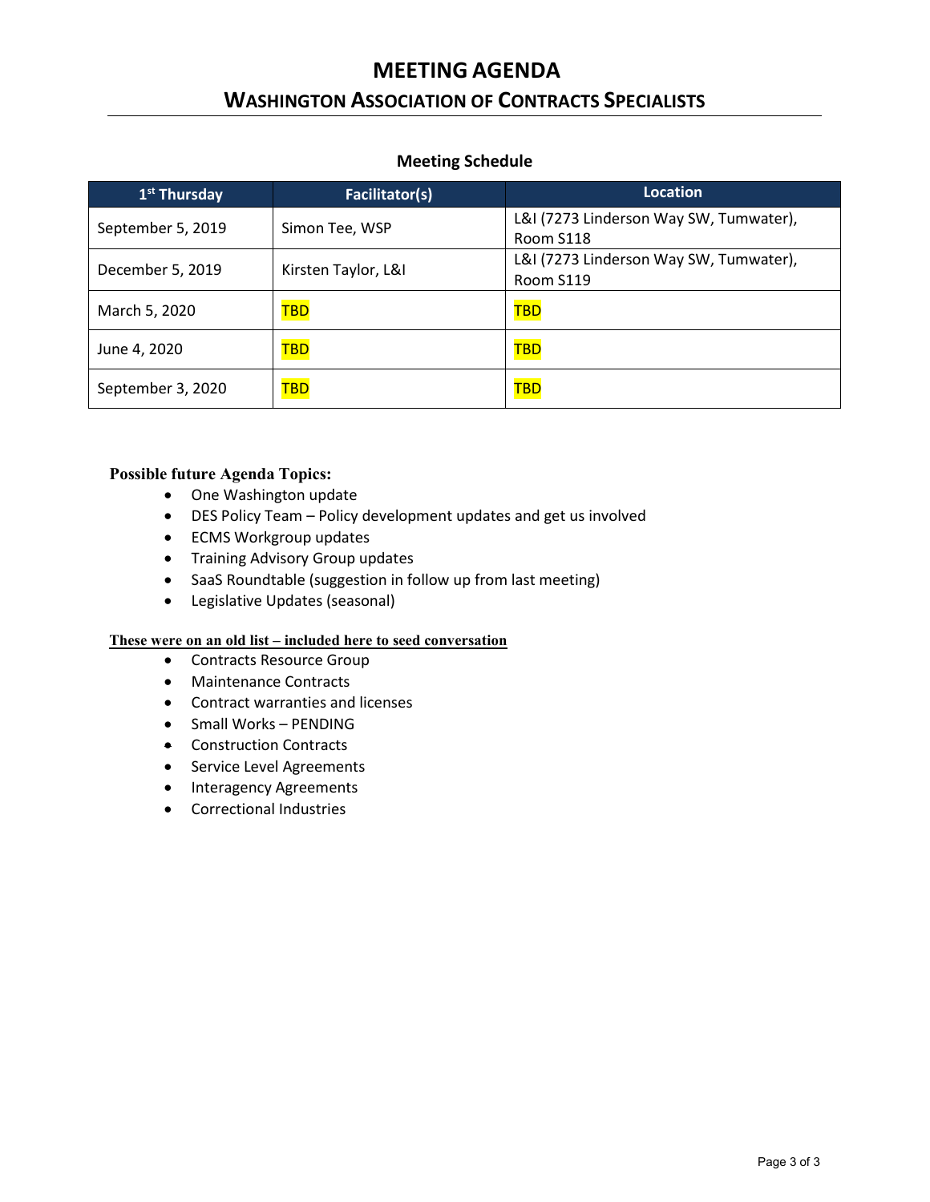# MEETING AGENDA

## WASHINGTON ASSOCIATION OF CONTRACTS SPECIALISTS

### Meeting Schedule

| 1st Thursday | Facilitator(s) | Location |
|---|---|---|
| September 5, 2019 | Simon Tee, WSP | L&I (7273 Linderson Way SW, Tumwater), Room S118 |
| December 5, 2019 | Kirsten Taylor, L&I | L&I (7273 Linderson Way SW, Tumwater), Room S119 |
| March 5, 2020 | TBD | TBD |
| June 4, 2020 | TBD | TBD |
| September 3, 2020 | TBD | TBD |

**Possible future Agenda Topics:**

- One Washington update
- DES Policy Team – Policy development updates and get us involved
- ECMS Workgroup updates
- Training Advisory Group updates
- SaaS Roundtable (suggestion in follow up from last meeting)
- Legislative Updates (seasonal)

**These were on an old list – included here to seed conversation**

- Contracts Resource Group
- Maintenance Contracts
- Contract warranties and licenses
- Small Works – PENDING
- Construction Contracts
- Service Level Agreements
- Interagency Agreements
- Correctional Industries